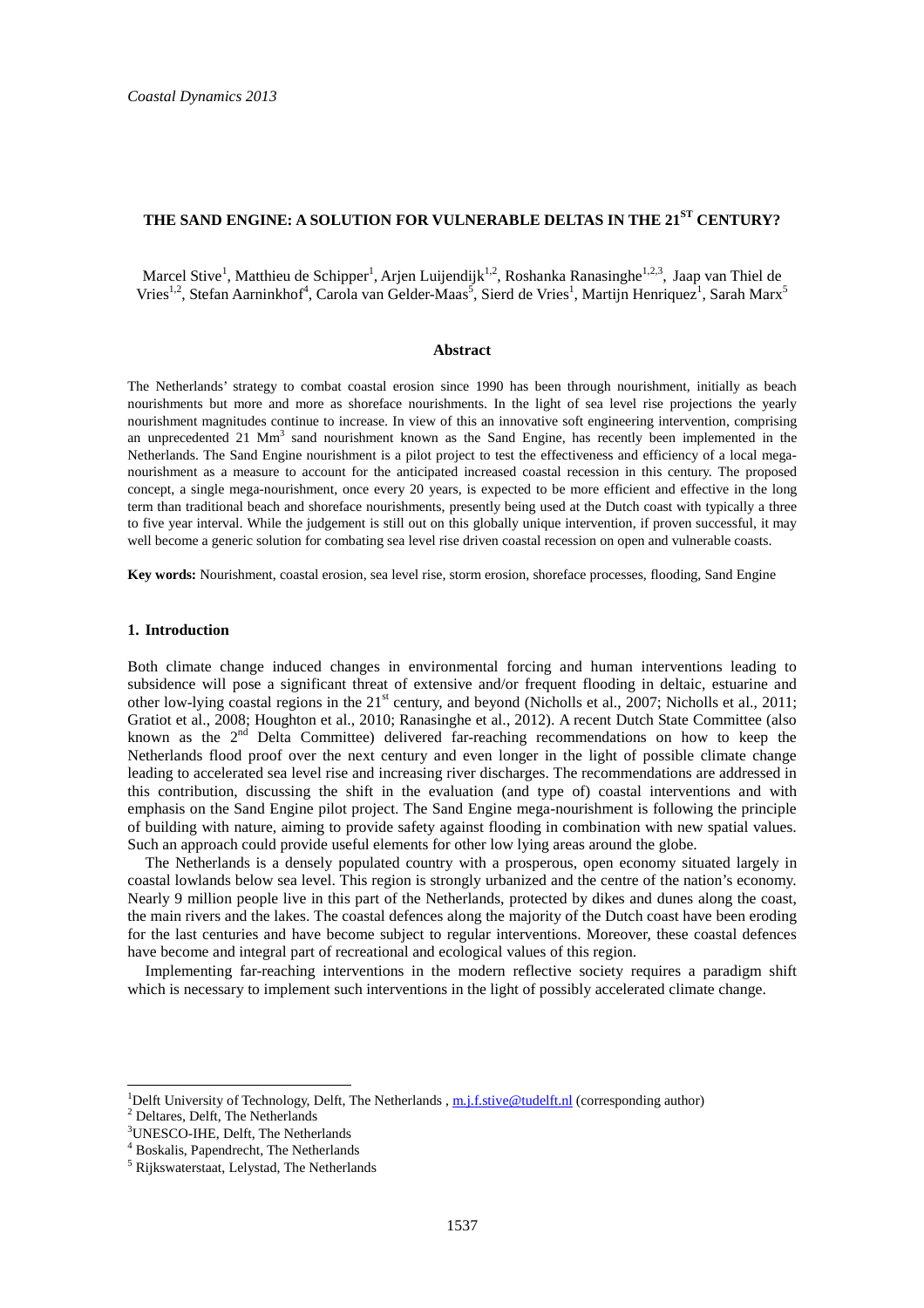# THE SAND ENGINE: A SOLUTION FOR VULNERABLE DELTAS IN THE 21ST CENTURY?

Marcel Stive[1], Matthieu de Schipper[1], Arjen Luijendijk[1,2], Roshanka Ranasinghe[1,2,3], Jaap van Thiel de Vries[1,2], Stefan Aarninkhof[4], Carola van Gelder-Maas[5], Sierd de Vries[1], Martijn Henriquez[1], Sarah Marx[5]

## Abstract

The Netherlands' strategy to combat coastal erosion since 1990 has been through nourishment, initially as beach nourishments but more and more as shoreface nourishments. In the light of sea level rise projections the yearly nourishment magnitudes continue to increase. In view of this an innovative soft engineering intervention, comprising an unprecedented 21 $Mm^3$ sand nourishment known as the Sand Engine, has recently been implemented in the Netherlands. The Sand Engine nourishment is a pilot project to test the effectiveness and efficiency of a local mega-nourishment as a measure to account for the anticipated increased coastal recession in this century. The proposed concept, a single mega-nourishment, once every 20 years, is expected to be more efficient and effective in the long term than traditional beach and shoreface nourishments, presently being used at the Dutch coast with typically a three to five year interval. While the judgement is still out on this globally unique intervention, if proven successful, it may well become a generic solution for combating sea level rise driven coastal recession on open and vulnerable coasts.

**Key words:** Nourishment, coastal erosion, sea level rise, storm erosion, shoreface processes, flooding, Sand Engine

## 1. Introduction

Both climate change induced changes in environmental forcing and human interventions leading to subsidence will pose a significant threat of extensive and/or frequent flooding in deltaic, estuarine and other low-lying coastal regions in the 21st century, and beyond (Nicholls et al., 2007; Nicholls et al., 2011; Gratiot et al., 2008; Houghton et al., 2010; Ranasinghe et al., 2012). A recent Dutch State Committee (also known as the 2nd Delta Committee) delivered far-reaching recommendations on how to keep the Netherlands flood proof over the next century and even longer in the light of possible climate change leading to accelerated sea level rise and increasing river discharges. The recommendations are addressed in this contribution, discussing the shift in the evaluation (and type of) coastal interventions and with emphasis on the Sand Engine pilot project. The Sand Engine mega-nourishment is following the principle of building with nature, aiming to provide safety against flooding in combination with new spatial values. Such an approach could provide useful elements for other low lying areas around the globe.

The Netherlands is a densely populated country with a prosperous, open economy situated largely in coastal lowlands below sea level. This region is strongly urbanized and the centre of the nation's economy. Nearly 9 million people live in this part of the Netherlands, protected by dikes and dunes along the coast, the main rivers and the lakes. The coastal defences along the majority of the Dutch coast have been eroding for the last centuries and have become subject to regular interventions. Moreover, these coastal defences have become and integral part of recreational and ecological values of this region.

Implementing far-reaching interventions in the modern reflective society requires a paradigm shift which is necessary to implement such interventions in the light of possibly accelerated climate change.

---

[1]Delft University of Technology, Delft, The Netherlands , m.j.f.stive@tudelft.nl (corresponding author)
[2] Deltares, Delft, The Netherlands
[3]UNESCO-IHE, Delft, The Netherlands
[4] Boskalis, Papendrecht, The Netherlands
[5] Rijkswaterstaat, Lelystad, The Netherlands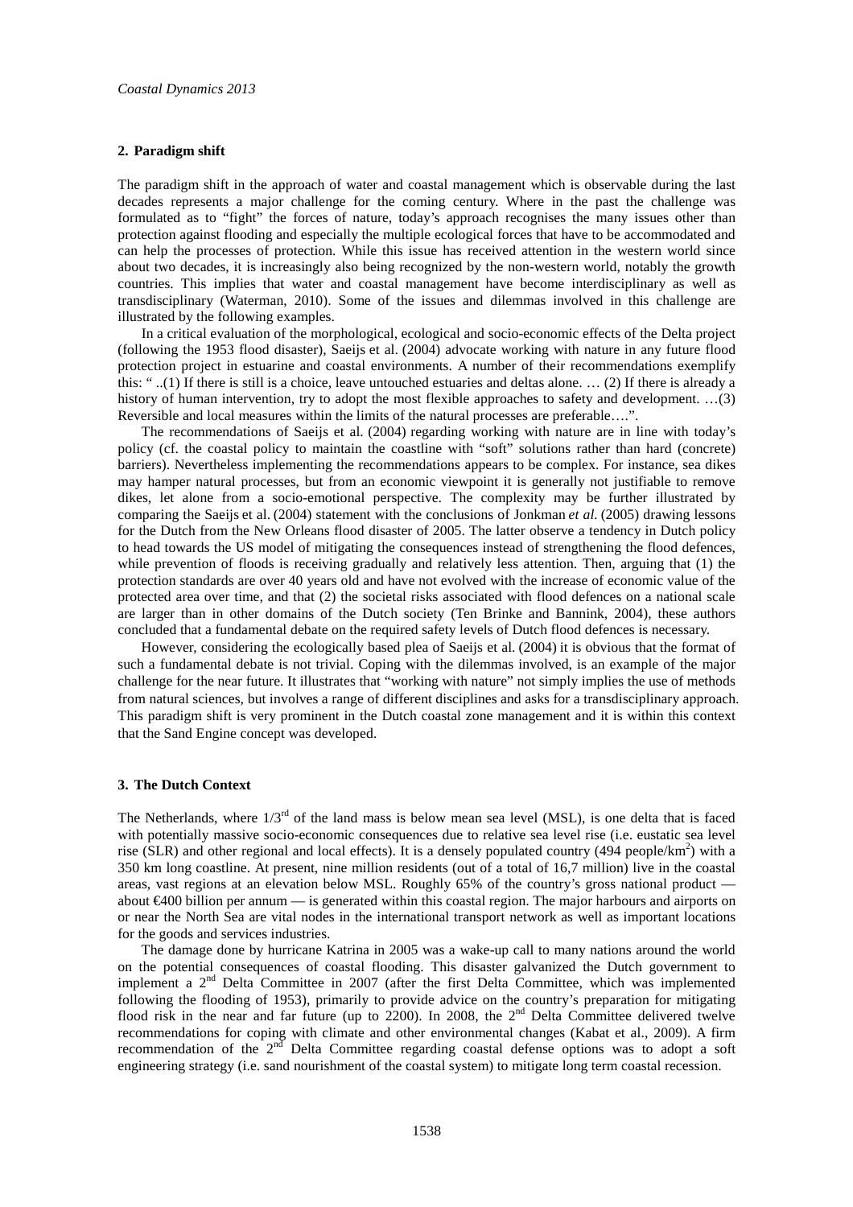## 2. Paradigm shift

The paradigm shift in the approach of water and coastal management which is observable during the last decades represents a major challenge for the coming century. Where in the past the challenge was formulated as to "fight" the forces of nature, today's approach recognises the many issues other than protection against flooding and especially the multiple ecological forces that have to be accommodated and can help the processes of protection. While this issue has received attention in the western world since about two decades, it is increasingly also being recognized by the non-western world, notably the growth countries. This implies that water and coastal management have become interdisciplinary as well as transdisciplinary (Waterman, 2010). Some of the issues and dilemmas involved in this challenge are illustrated by the following examples.

In a critical evaluation of the morphological, ecological and socio-economic effects of the Delta project (following the 1953 flood disaster), Saeijs et al. (2004) advocate working with nature in any future flood protection project in estuarine and coastal environments. A number of their recommendations exemplify this: " ..(1) If there is still is a choice, leave untouched estuaries and deltas alone. … (2) If there is already a history of human intervention, try to adopt the most flexible approaches to safety and development. …(3) Reversible and local measures within the limits of the natural processes are preferable….".

The recommendations of Saeijs et al. (2004) regarding working with nature are in line with today's policy (cf. the coastal policy to maintain the coastline with "soft" solutions rather than hard (concrete) barriers). Nevertheless implementing the recommendations appears to be complex. For instance, sea dikes may hamper natural processes, but from an economic viewpoint it is generally not justifiable to remove dikes, let alone from a socio-emotional perspective. The complexity may be further illustrated by comparing the Saeijs et al. (2004) statement with the conclusions of Jonkman *et al.* (2005) drawing lessons for the Dutch from the New Orleans flood disaster of 2005. The latter observe a tendency in Dutch policy to head towards the US model of mitigating the consequences instead of strengthening the flood defences, while prevention of floods is receiving gradually and relatively less attention. Then, arguing that (1) the protection standards are over 40 years old and have not evolved with the increase of economic value of the protected area over time, and that (2) the societal risks associated with flood defences on a national scale are larger than in other domains of the Dutch society (Ten Brinke and Bannink, 2004), these authors concluded that a fundamental debate on the required safety levels of Dutch flood defences is necessary.

However, considering the ecologically based plea of Saeijs et al. (2004) it is obvious that the format of such a fundamental debate is not trivial. Coping with the dilemmas involved, is an example of the major challenge for the near future. It illustrates that "working with nature" not simply implies the use of methods from natural sciences, but involves a range of different disciplines and asks for a transdisciplinary approach. This paradigm shift is very prominent in the Dutch coastal zone management and it is within this context that the Sand Engine concept was developed.

## 3. The Dutch Context

The Netherlands, where 1/3rd of the land mass is below mean sea level (MSL), is one delta that is faced with potentially massive socio-economic consequences due to relative sea level rise (i.e. eustatic sea level rise (SLR) and other regional and local effects). It is a densely populated country (494 people/km$^2$) with a 350 km long coastline. At present, nine million residents (out of a total of 16,7 million) live in the coastal areas, vast regions at an elevation below MSL. Roughly 65% of the country's gross national product — about €400 billion per annum — is generated within this coastal region. The major harbours and airports on or near the North Sea are vital nodes in the international transport network as well as important locations for the goods and services industries.

The damage done by hurricane Katrina in 2005 was a wake-up call to many nations around the world on the potential consequences of coastal flooding. This disaster galvanized the Dutch government to implement a 2nd Delta Committee in 2007 (after the first Delta Committee, which was implemented following the flooding of 1953), primarily to provide advice on the country's preparation for mitigating flood risk in the near and far future (up to 2200). In 2008, the 2nd Delta Committee delivered twelve recommendations for coping with climate and other environmental changes (Kabat et al., 2009). A firm recommendation of the 2nd Delta Committee regarding coastal defense options was to adopt a soft engineering strategy (i.e. sand nourishment of the coastal system) to mitigate long term coastal recession.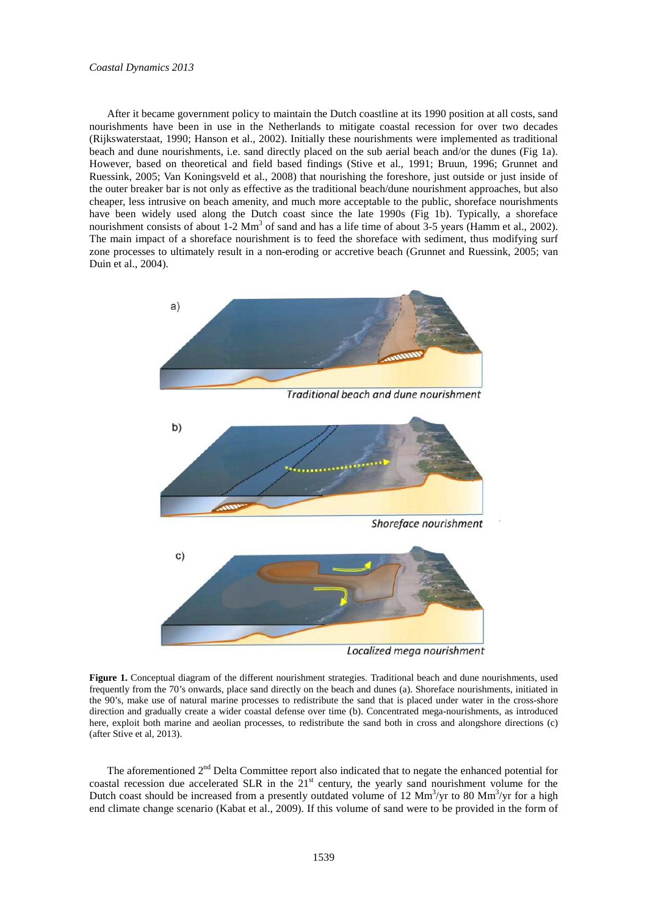After it became government policy to maintain the Dutch coastline at its 1990 position at all costs, sand nourishments have been in use in the Netherlands to mitigate coastal recession for over two decades (Rijkswaterstaat, 1990; Hanson et al., 2002). Initially these nourishments were implemented as traditional beach and dune nourishments, i.e. sand directly placed on the sub aerial beach and/or the dunes (Fig 1a). However, based on theoretical and field based findings (Stive et al., 1991; Bruun, 1996; Grunnet and Ruessink, 2005; Van Koningsveld et al., 2008) that nourishing the foreshore, just outside or just inside of the outer breaker bar is not only as effective as the traditional beach/dune nourishment approaches, but also cheaper, less intrusive on beach amenity, and much more acceptable to the public, shoreface nourishments have been widely used along the Dutch coast since the late 1990s (Fig 1b). Typically, a shoreface nourishment consists of about 1-2 $Mm^3$ of sand and has a life time of about 3-5 years (Hamm et al., 2002). The main impact of a shoreface nourishment is to feed the shoreface with sediment, thus modifying surf zone processes to ultimately result in a non-eroding or accretive beach (Grunnet and Ruessink, 2005; van Duin et al., 2004).

**Figure 1.** Conceptual diagram of the different nourishment strategies. Traditional beach and dune nourishments, used frequently from the 70's onwards, place sand directly on the beach and dunes (a). Shoreface nourishments, initiated in the 90's, make use of natural marine processes to redistribute the sand that is placed under water in the cross-shore direction and gradually create a wider coastal defense over time (b). Concentrated mega-nourishments, as introduced here, exploit both marine and aeolian processes, to redistribute the sand both in cross and alongshore directions (c) (after Stive et al, 2013).

The aforementioned 2[nd] Delta Committee report also indicated that to negate the enhanced potential for coastal recession due accelerated SLR in the 21[st] century, the yearly sand nourishment volume for the Dutch coast should be increased from a presently outdated volume of 12 $Mm^3$/yr to 80 $Mm^3$/yr for a high end climate change scenario (Kabat et al., 2009). If this volume of sand were to be provided in the form of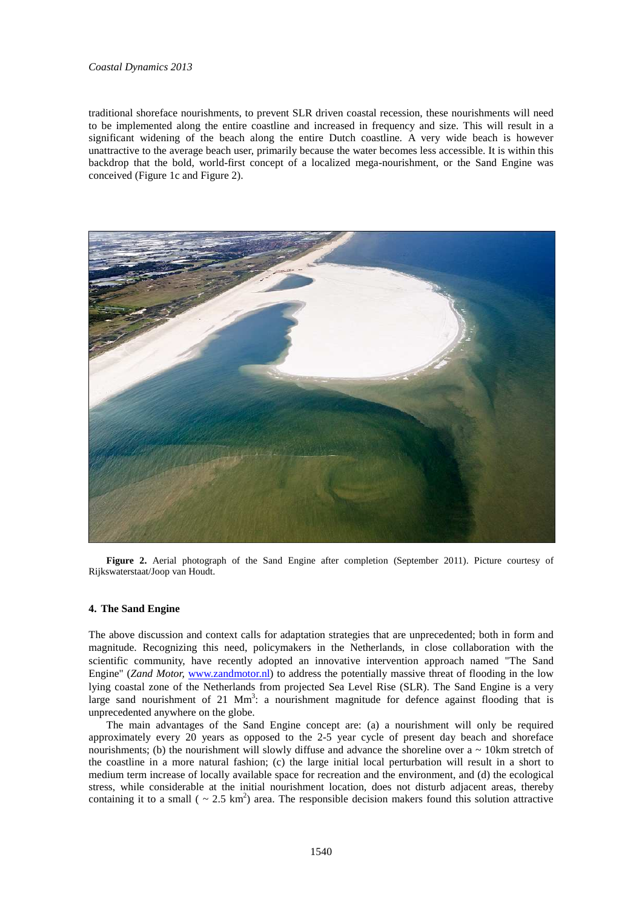traditional shoreface nourishments, to prevent SLR driven coastal recession, these nourishments will need to be implemented along the entire coastline and increased in frequency and size. This will result in a significant widening of the beach along the entire Dutch coastline. A very wide beach is however unattractive to the average beach user, primarily because the water becomes less accessible. It is within this backdrop that the bold, world-first concept of a localized mega-nourishment, or the Sand Engine was conceived (Figure 1c and Figure 2).

**Figure 2.** Aerial photograph of the Sand Engine after completion (September 2011). Picture courtesy of Rijkswaterstaat/Joop van Houdt.

#### 4. The Sand Engine

The above discussion and context calls for adaptation strategies that are unprecedented; both in form and magnitude. Recognizing this need, policymakers in the Netherlands, in close collaboration with the scientific community, have recently adopted an innovative intervention approach named "The Sand Engine" (*Zand Motor*, www.zandmotor.nl) to address the potentially massive threat of flooding in the low lying coastal zone of the Netherlands from projected Sea Level Rise (SLR). The Sand Engine is a very large sand nourishment of 21 $Mm^3$: a nourishment magnitude for defence against flooding that is unprecedented anywhere on the globe.

The main advantages of the Sand Engine concept are: (a) a nourishment will only be required approximately every 20 years as opposed to the 2-5 year cycle of present day beach and shoreface nourishments; (b) the nourishment will slowly diffuse and advance the shoreline over a ~ 10km stretch of the coastline in a more natural fashion; (c) the large initial local perturbation will result in a short to medium term increase of locally available space for recreation and the environment, and (d) the ecological stress, while considerable at the initial nourishment location, does not disturb adjacent areas, thereby containing it to a small ( ~ 2.5 $km^2$) area. The responsible decision makers found this solution attractive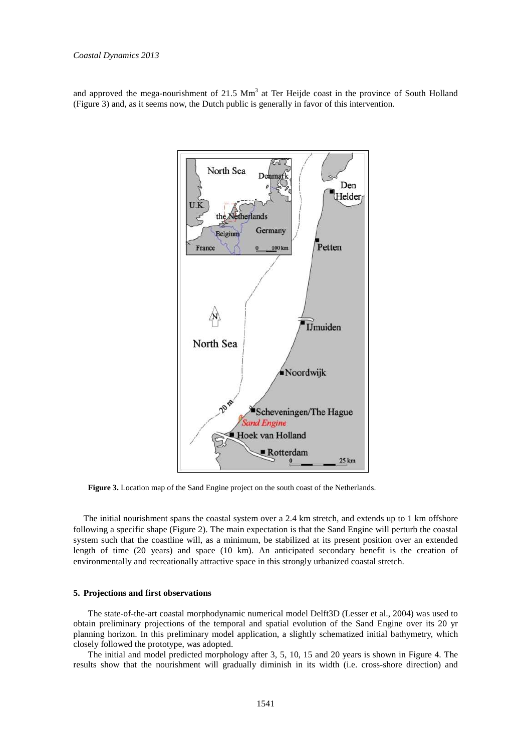and approved the mega-nourishment of 21.5 $Mm^3$ at Ter Heijde coast in the province of South Holland (Figure 3) and, as it seems now, the Dutch public is generally in favor of this intervention.

**Figure 3.** Location map of the Sand Engine project on the south coast of the Netherlands.

The initial nourishment spans the coastal system over a 2.4 km stretch, and extends up to 1 km offshore following a specific shape (Figure 2). The main expectation is that the Sand Engine will perturb the coastal system such that the coastline will, as a minimum, be stabilized at its present position over an extended length of time (20 years) and space (10 km). An anticipated secondary benefit is the creation of environmentally and recreationally attractive space in this strongly urbanized coastal stretch.

### 5. Projections and first observations

The state-of-the-art coastal morphodynamic numerical model Delft3D (Lesser et al., 2004) was used to obtain preliminary projections of the temporal and spatial evolution of the Sand Engine over its 20 yr planning horizon. In this preliminary model application, a slightly schematized initial bathymetry, which closely followed the prototype, was adopted.

The initial and model predicted morphology after 3, 5, 10, 15 and 20 years is shown in Figure 4. The results show that the nourishment will gradually diminish in its width (i.e. cross-shore direction) and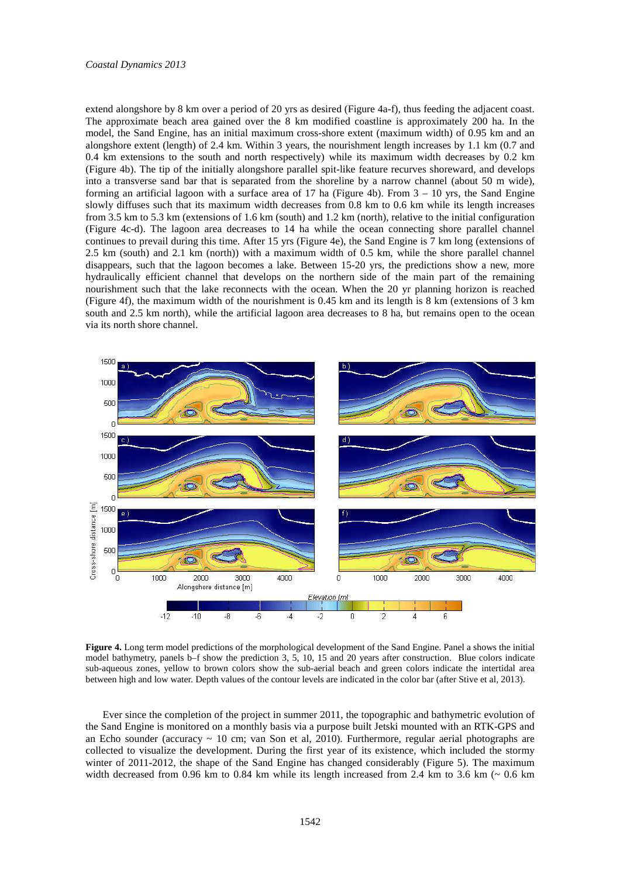extend alongshore by 8 km over a period of 20 yrs as desired (Figure 4a-f), thus feeding the adjacent coast. The approximate beach area gained over the 8 km modified coastline is approximately 200 ha. In the model, the Sand Engine, has an initial maximum cross-shore extent (maximum width) of 0.95 km and an alongshore extent (length) of 2.4 km. Within 3 years, the nourishment length increases by 1.1 km (0.7 and 0.4 km extensions to the south and north respectively) while its maximum width decreases by 0.2 km (Figure 4b). The tip of the initially alongshore parallel spit-like feature recurves shoreward, and develops into a transverse sand bar that is separated from the shoreline by a narrow channel (about 50 m wide), forming an artificial lagoon with a surface area of 17 ha (Figure 4b). From 3 – 10 yrs, the Sand Engine slowly diffuses such that its maximum width decreases from 0.8 km to 0.6 km while its length increases from 3.5 km to 5.3 km (extensions of 1.6 km (south) and 1.2 km (north), relative to the initial configuration (Figure 4c-d). The lagoon area decreases to 14 ha while the ocean connecting shore parallel channel continues to prevail during this time. After 15 yrs (Figure 4e), the Sand Engine is 7 km long (extensions of 2.5 km (south) and 2.1 km (north)) with a maximum width of 0.5 km, while the shore parallel channel disappears, such that the lagoon becomes a lake. Between 15-20 yrs, the predictions show a new, more hydraulically efficient channel that develops on the northern side of the main part of the remaining nourishment such that the lake reconnects with the ocean. When the 20 yr planning horizon is reached (Figure 4f), the maximum width of the nourishment is 0.45 km and its length is 8 km (extensions of 3 km south and 2.5 km north), while the artificial lagoon area decreases to 8 ha, but remains open to the ocean via its north shore channel.

**Figure 4.** Long term model predictions of the morphological development of the Sand Engine. Panel a shows the initial model bathymetry, panels b–f show the prediction 3, 5, 10, 15 and 20 years after construction. Blue colors indicate sub-aqueous zones, yellow to brown colors show the sub-aerial beach and green colors indicate the intertidal area between high and low water. Depth values of the contour levels are indicated in the color bar (after Stive et al, 2013).

Ever since the completion of the project in summer 2011, the topographic and bathymetric evolution of the Sand Engine is monitored on a monthly basis via a purpose built Jetski mounted with an RTK-GPS and an Echo sounder (accuracy ~ 10 cm; van Son et al, 2010). Furthermore, regular aerial photographs are collected to visualize the development. During the first year of its existence, which included the stormy winter of 2011-2012, the shape of the Sand Engine has changed considerably (Figure 5). The maximum width decreased from 0.96 km to 0.84 km while its length increased from 2.4 km to 3.6 km (~ 0.6 km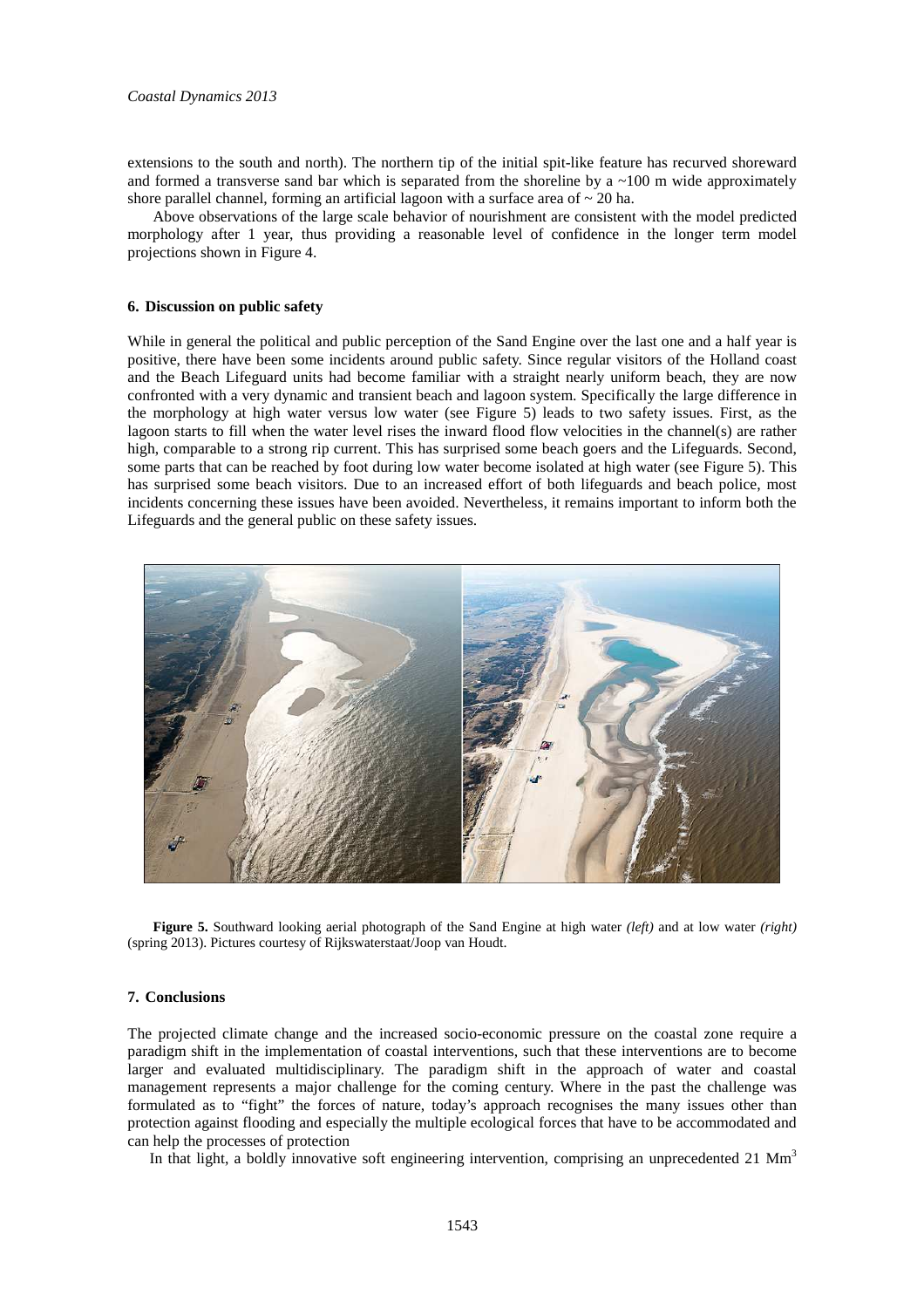extensions to the south and north). The northern tip of the initial spit-like feature has recurved shoreward and formed a transverse sand bar which is separated from the shoreline by a ~100 m wide approximately shore parallel channel, forming an artificial lagoon with a surface area of ~ 20 ha.

Above observations of the large scale behavior of nourishment are consistent with the model predicted morphology after 1 year, thus providing a reasonable level of confidence in the longer term model projections shown in Figure 4.

## 6. Discussion on public safety

While in general the political and public perception of the Sand Engine over the last one and a half year is positive, there have been some incidents around public safety. Since regular visitors of the Holland coast and the Beach Lifeguard units had become familiar with a straight nearly uniform beach, they are now confronted with a very dynamic and transient beach and lagoon system. Specifically the large difference in the morphology at high water versus low water (see Figure 5) leads to two safety issues. First, as the lagoon starts to fill when the water level rises the inward flood flow velocities in the channel(s) are rather high, comparable to a strong rip current. This has surprised some beach goers and the Lifeguards. Second, some parts that can be reached by foot during low water become isolated at high water (see Figure 5). This has surprised some beach visitors. Due to an increased effort of both lifeguards and beach police, most incidents concerning these issues have been avoided. Nevertheless, it remains important to inform both the Lifeguards and the general public on these safety issues.

**Figure 5.** Southward looking aerial photograph of the Sand Engine at high water *(left)* and at low water *(right)* (spring 2013). Pictures courtesy of Rijkswaterstaat/Joop van Houdt.

## 7. Conclusions

The projected climate change and the increased socio-economic pressure on the coastal zone require a paradigm shift in the implementation of coastal interventions, such that these interventions are to become larger and evaluated multidisciplinary. The paradigm shift in the approach of water and coastal management represents a major challenge for the coming century. Where in the past the challenge was formulated as to "fight" the forces of nature, today's approach recognises the many issues other than protection against flooding and especially the multiple ecological forces that have to be accommodated and can help the processes of protection

In that light, a boldly innovative soft engineering intervention, comprising an unprecedented 21 $Mm^3$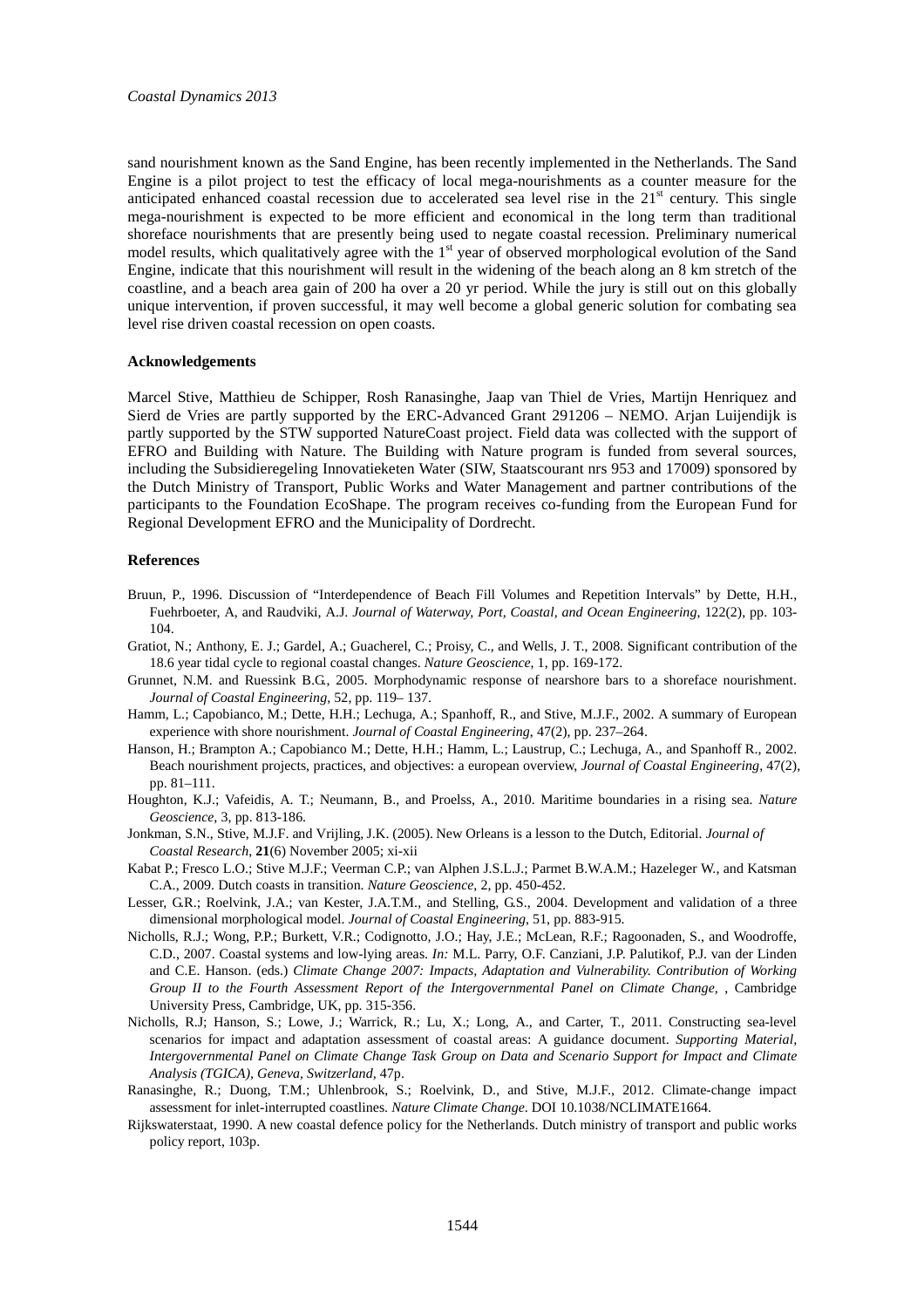sand nourishment known as the Sand Engine, has been recently implemented in the Netherlands. The Sand Engine is a pilot project to test the efficacy of local mega-nourishments as a counter measure for the anticipated enhanced coastal recession due to accelerated sea level rise in the 21st century. This single mega-nourishment is expected to be more efficient and economical in the long term than traditional shoreface nourishments that are presently being used to negate coastal recession. Preliminary numerical model results, which qualitatively agree with the 1st year of observed morphological evolution of the Sand Engine, indicate that this nourishment will result in the widening of the beach along an 8 km stretch of the coastline, and a beach area gain of 200 ha over a 20 yr period. While the jury is still out on this globally unique intervention, if proven successful, it may well become a global generic solution for combating sea level rise driven coastal recession on open coasts.

## Acknowledgements

Marcel Stive, Matthieu de Schipper, Rosh Ranasinghe, Jaap van Thiel de Vries, Martijn Henriquez and Sierd de Vries are partly supported by the ERC-Advanced Grant 291206 – NEMO. Arjan Luijendijk is partly supported by the STW supported NatureCoast project. Field data was collected with the support of EFRO and Building with Nature. The Building with Nature program is funded from several sources, including the Subsidieregeling Innovatieketen Water (SIW, Staatscourant nrs 953 and 17009) sponsored by the Dutch Ministry of Transport, Public Works and Water Management and partner contributions of the participants to the Foundation EcoShape. The program receives co-funding from the European Fund for Regional Development EFRO and the Municipality of Dordrecht.

## References

Bruun, P., 1996. Discussion of "Interdependence of Beach Fill Volumes and Repetition Intervals" by Dette, H.H., Fuehrboeter, A, and Raudviki, A.J. *Journal of Waterway, Port, Coastal, and Ocean Engineering*, 122(2), pp. 103-104.

Gratiot, N.; Anthony, E. J.; Gardel, A.; Guacherel, C.; Proisy, C., and Wells, J. T., 2008. Significant contribution of the 18.6 year tidal cycle to regional coastal changes. *Nature Geoscience*, 1, pp. 169-172.

Grunnet, N.M. and Ruessink B.G., 2005. Morphodynamic response of nearshore bars to a shoreface nourishment. *Journal of Coastal Engineering*, 52, pp. 119– 137.

Hamm, L.; Capobianco, M.; Dette, H.H.; Lechuga, A.; Spanhoff, R., and Stive, M.J.F., 2002. A summary of European experience with shore nourishment. *Journal of Coastal Engineering*, 47(2), pp. 237–264.

Hanson, H.; Brampton A.; Capobianco M.; Dette, H.H.; Hamm, L.; Laustrup, C.; Lechuga, A., and Spanhoff R., 2002. Beach nourishment projects, practices, and objectives: a european overview, *Journal of Coastal Engineering*, 47(2), pp. 81–111.

Houghton, K.J.; Vafeidis, A. T.; Neumann, B., and Proelss, A., 2010. Maritime boundaries in a rising sea. *Nature Geoscience*, 3, pp. 813-186.

Jonkman, S.N., Stive, M.J.F. and Vrijling, J.K. (2005). New Orleans is a lesson to the Dutch, Editorial. *Journal of Coastal Research*, **21**(6) November 2005; xi-xii

Kabat P.; Fresco L.O.; Stive M.J.F.; Veerman C.P.; van Alphen J.S.L.J.; Parmet B.W.A.M.; Hazeleger W., and Katsman C.A., 2009. Dutch coasts in transition. *Nature Geoscience*, 2, pp. 450-452.

Lesser, G.R.; Roelvink, J.A.; van Kester, J.A.T.M., and Stelling, G.S., 2004. Development and validation of a three dimensional morphological model. *Journal of Coastal Engineering*, 51, pp. 883-915.

Nicholls, R.J.; Wong, P.P.; Burkett, V.R.; Codignotto, J.O.; Hay, J.E.; McLean, R.F.; Ragoonaden, S., and Woodroffe, C.D., 2007. Coastal systems and low-lying areas. *In:* M.L. Parry, O.F. Canziani, J.P. Palutikof, P.J. van der Linden and C.E. Hanson. (eds.) *Climate Change 2007: Impacts, Adaptation and Vulnerability. Contribution of Working Group II to the Fourth Assessment Report of the Intergovernmental Panel on Climate Change*, , Cambridge University Press, Cambridge, UK, pp. 315-356.

Nicholls, R.J; Hanson, S.; Lowe, J.; Warrick, R.; Lu, X.; Long, A., and Carter, T., 2011. Constructing sea-level scenarios for impact and adaptation assessment of coastal areas: A guidance document. *Supporting Material, Intergovernmental Panel on Climate Change Task Group on Data and Scenario Support for Impact and Climate Analysis (TGICA), Geneva, Switzerland*, 47p.

Ranasinghe, R.; Duong, T.M.; Uhlenbrook, S.; Roelvink, D., and Stive, M.J.F., 2012. Climate-change impact assessment for inlet-interrupted coastlines. *Nature Climate Change*. DOI 10.1038/NCLIMATE1664.

Rijkswaterstaat, 1990. A new coastal defence policy for the Netherlands. Dutch ministry of transport and public works policy report, 103p.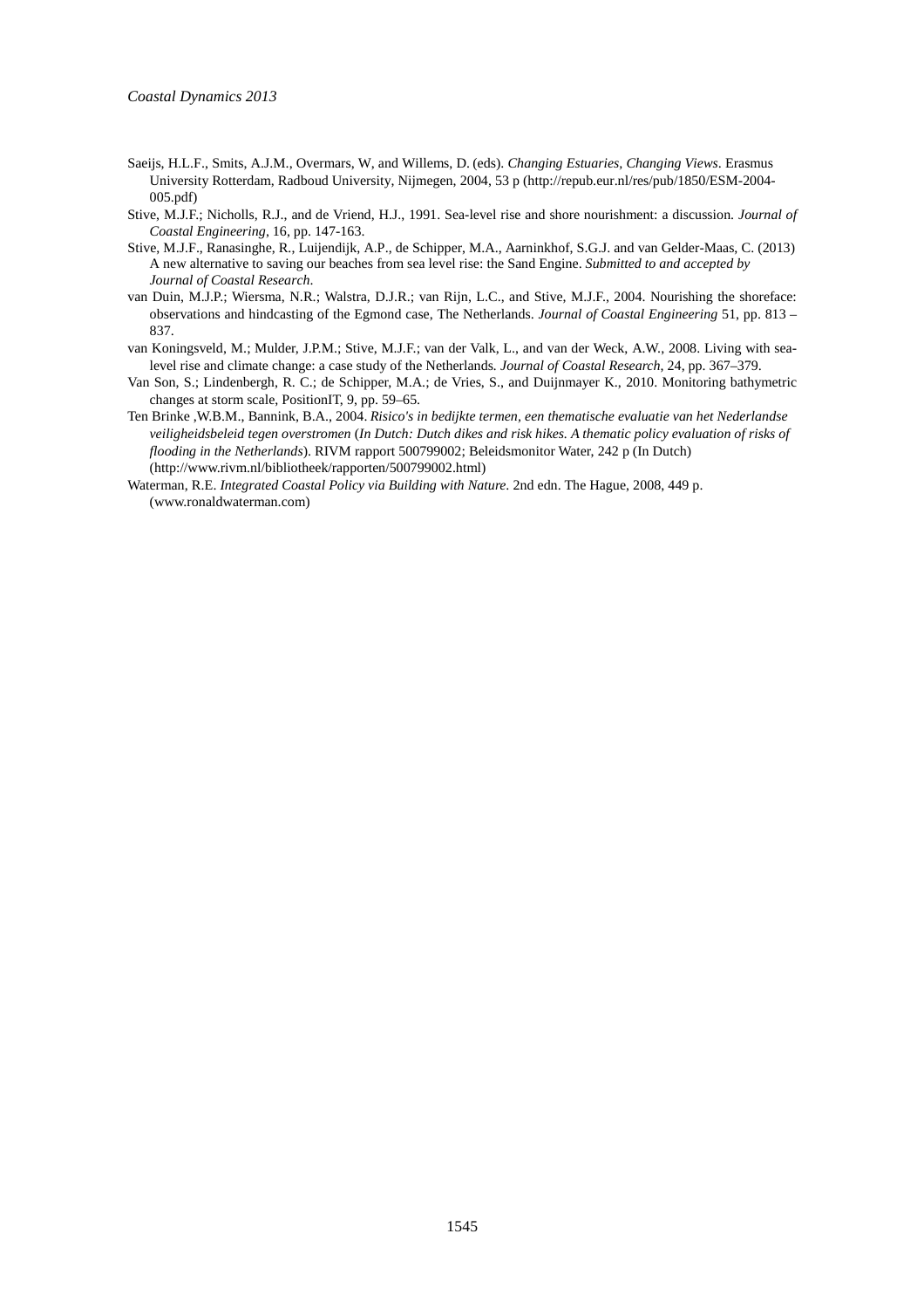Saeijs, H.L.F., Smits, A.J.M., Overmars, W, and Willems, D. (eds). *Changing Estuaries, Changing Views*. Erasmus University Rotterdam, Radboud University, Nijmegen, 2004, 53 p (http://repub.eur.nl/res/pub/1850/ESM-2004-005.pdf)

Stive, M.J.F.; Nicholls, R.J., and de Vriend, H.J., 1991. Sea-level rise and shore nourishment: a discussion. *Journal of Coastal Engineering*, 16, pp. 147-163.

Stive, M.J.F., Ranasinghe, R., Luijendijk, A.P., de Schipper, M.A., Aarninkhof, S.G.J. and van Gelder-Maas, C. (2013) A new alternative to saving our beaches from sea level rise: the Sand Engine. *Submitted to and accepted by Journal of Coastal Research*.

van Duin, M.J.P.; Wiersma, N.R.; Walstra, D.J.R.; van Rijn, L.C., and Stive, M.J.F., 2004. Nourishing the shoreface: observations and hindcasting of the Egmond case, The Netherlands. *Journal of Coastal Engineering* 51, pp. 813 – 837.

van Koningsveld, M.; Mulder, J.P.M.; Stive, M.J.F.; van der Valk, L., and van der Weck, A.W., 2008. Living with sea-level rise and climate change: a case study of the Netherlands. *Journal of Coastal Research*, 24, pp. 367–379.

Van Son, S.; Lindenbergh, R. C.; de Schipper, M.A.; de Vries, S., and Duijnmayer K., 2010. Monitoring bathymetric changes at storm scale, PositionIT, 9, pp. 59–65.

Ten Brinke ,W.B.M., Bannink, B.A., 2004. *Risico's in bedijkte termen, een thematische evaluatie van het Nederlandse veiligheidsbeleid tegen overstromen* (*In Dutch: Dutch dikes and risk hikes. A thematic policy evaluation of risks of flooding in the Netherlands*). RIVM rapport 500799002; Beleidsmonitor Water, 242 p (In Dutch) (http://www.rivm.nl/bibliotheek/rapporten/500799002.html)

Waterman, R.E. *Integrated Coastal Policy via Building with Nature*. 2nd edn. The Hague, 2008, 449 p. (www.ronaldwaterman.com)